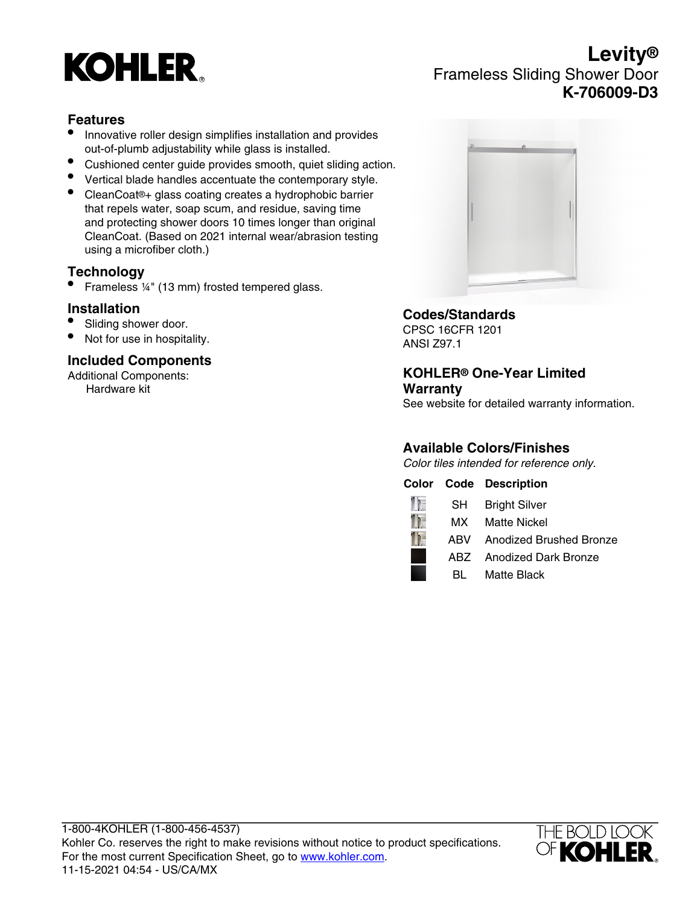# Levity®

## Frameless Sliding Shower Door

## K-706009-D3

### Features

- Innovative roller design simplifies installation and provides out-of-plumb adjustability while glass is installed.
- Cushioned center guide provides smooth, quiet sliding action.
- Vertical blade handles accentuate the contemporary style.
- CleanCoat®+ glass coating creates a hydrophobic barrier that repels water, soap scum, and residue, saving time and protecting shower doors 10 times longer than original CleanCoat. (Based on 2021 internal wear/abrasion testing using a microfiber cloth.)

### Technology

- Frameless ¼" (13 mm) frosted tempered glass.

### Installation

- Sliding shower door.
- Not for use in hospitality.

### Included Components

Additional Components:
Hardware kit

### Codes/Standards

CPSC 16CFR 1201
ANSI Z97.1

### KOHLER® One-Year Limited Warranty

See website for detailed warranty information.

### Available Colors/Finishes

*Color tiles intended for reference only.*

| Color | Code | Description |
| --- | --- | --- |
| | SH | Bright Silver |
| | MX | Matte Nickel |
| | ABV | Anodized Brushed Bronze |
| | ABZ | Anodized Dark Bronze |
| | BL | Matte Black |

1-800-4KOHLER (1-800-456-4537)
Kohler Co. reserves the right to make revisions without notice to product specifications.
For the most current Specification Sheet, go to www.kohler.com.
11-15-2021 04:54 - US/CA/MX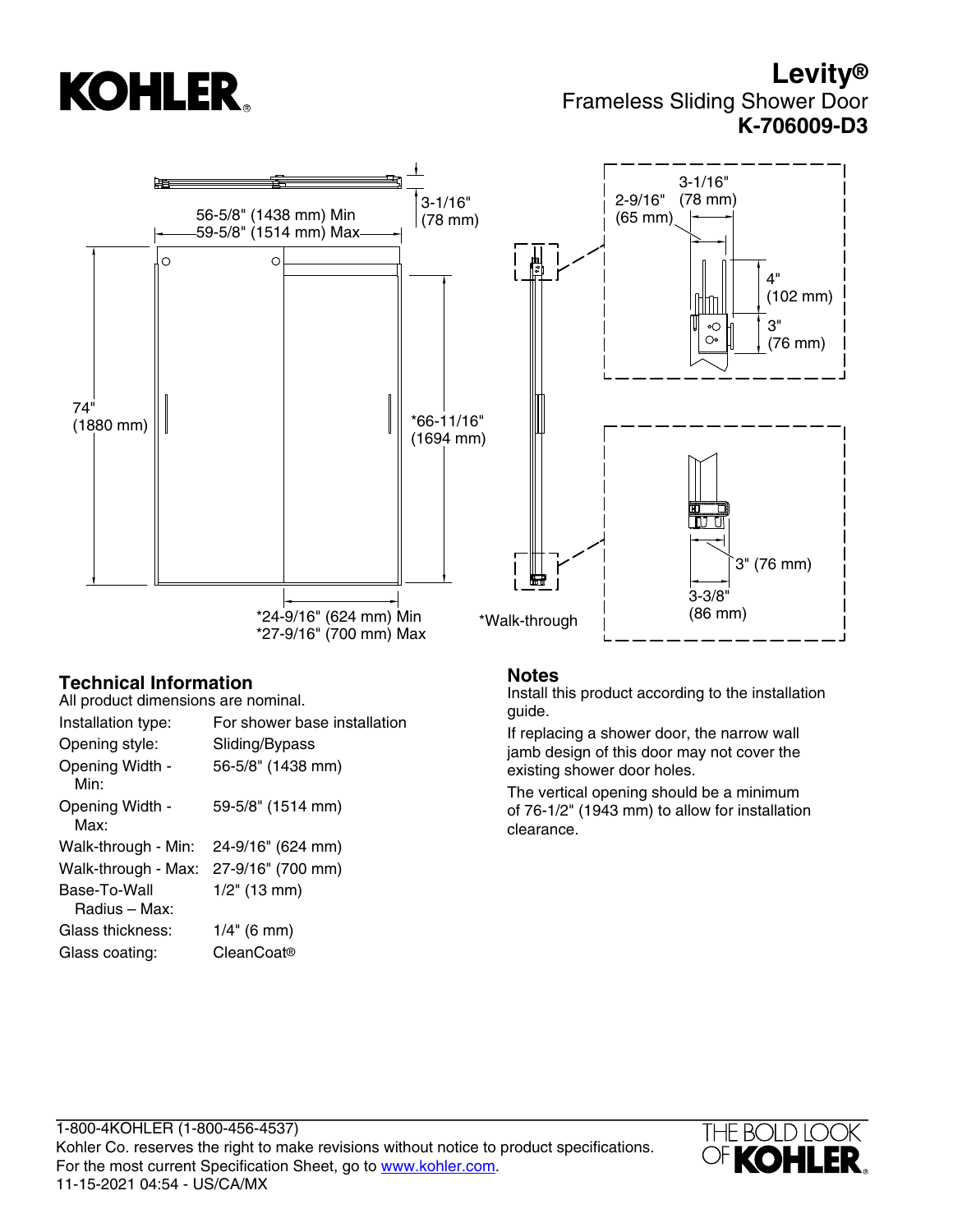# KOHLER

## Levity®
Frameless Sliding Shower Door
**K-706009-D3**

3-1/16" (78 mm)

56-5/8" (1438 mm) Min
59-5/8" (1514 mm) Max

74" (1880 mm)

*66-11/16" (1694 mm)

*24-9/16" (624 mm) Min
*27-9/16" (700 mm) Max

*Walk-through

3-1/16" (78 mm)
2-9/16" (65 mm)
4" (102 mm)
3" (76 mm)

3" (76 mm)
3-3/8" (86 mm)

### Technical Information

All product dimensions are nominal.

| | |
|---|---|
| Installation type: | For shower base installation |
| Opening style: | Sliding/Bypass |
| Opening Width - Min: | 56-5/8" (1438 mm) |
| Opening Width - Max: | 59-5/8" (1514 mm) |
| Walk-through - Min: | 24-9/16" (624 mm) |
| Walk-through - Max: | 27-9/16" (700 mm) |
| Base-To-Wall Radius – Max: | 1/2" (13 mm) |
| Glass thickness: | 1/4" (6 mm) |
| Glass coating: | CleanCoat® |

### Notes

Install this product according to the installation guide.

If replacing a shower door, the narrow wall jamb design of this door may not cover the existing shower door holes.

The vertical opening should be a minimum of 76-1/2" (1943 mm) to allow for installation clearance.

1-800-4KOHLER (1-800-456-4537)
Kohler Co. reserves the right to make revisions without notice to product specifications.
For the most current Specification Sheet, go to www.kohler.com.
11-15-2021 04:54 - US/CA/MX

THE BOLD LOOK OF KOHLER.